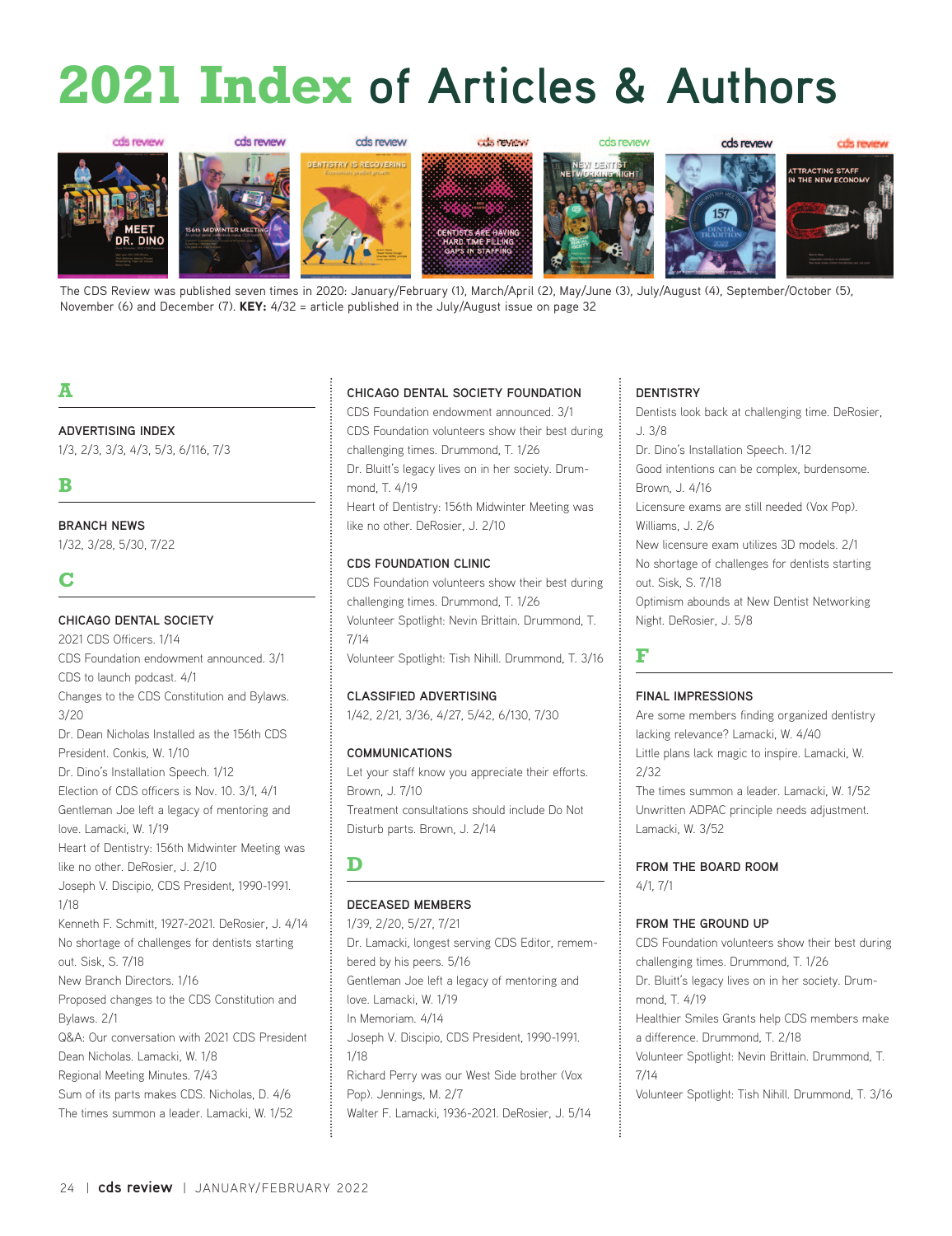# 2021 Index of Articles & Authors

The CDS Review was published seven times in 2020: January/February (1), March/April (2), May/June (3), July/August (4), September/October (5), November (6) and December (7). **KEY:** 4/32 = article published in the July/August issue on page 32

## A

### ADVERTISING INDEX

1/3, 2/3, 3/3, 4/3, 5/3, 6/116, 7/3

## B

### BRANCH NEWS

1/32, 3/28, 5/30, 7/22

## C

### CHICAGO DENTAL SOCIETY

2021 CDS Officers. 1/14
CDS Foundation endowment announced. 3/1
CDS to launch podcast. 4/1
Changes to the CDS Constitution and Bylaws. 3/20
Dr. Dean Nicholas Installed as the 156th CDS President. Conkis, W. 1/10
Dr. Dino's Installation Speech. 1/12
Election of CDS officers is Nov. 10. 3/1, 4/1
Gentleman Joe left a legacy of mentoring and love. Lamacki, W. 1/19
Heart of Dentistry: 156th Midwinter Meeting was like no other. DeRosier, J. 2/10
Joseph V. Discipio, CDS President, 1990-1991. 1/18
Kenneth F. Schmitt, 1927-2021. DeRosier, J. 4/14
No shortage of challenges for dentists starting out. Sisk, S. 7/18
New Branch Directors. 1/16
Proposed changes to the CDS Constitution and Bylaws. 2/1
Q&A: Our conversation with 2021 CDS President Dean Nicholas. Lamacki, W. 1/8
Regional Meeting Minutes. 7/43
Sum of its parts makes CDS. Nicholas, D. 4/6
The times summon a leader. Lamacki, W. 1/52

### CHICAGO DENTAL SOCIETY FOUNDATION

CDS Foundation endowment announced. 3/1
CDS Foundation volunteers show their best during challenging times. Drummond, T. 1/26
Dr. Bluitt's legacy lives on in her society. Drummond, T. 4/19
Heart of Dentistry: 156th Midwinter Meeting was like no other. DeRosier, J. 2/10

### CDS FOUNDATION CLINIC

CDS Foundation volunteers show their best during challenging times. Drummond, T. 1/26
Volunteer Spotlight: Nevin Brittain. Drummond, T. 7/14
Volunteer Spotlight: Tish Nihill. Drummond, T. 3/16

### CLASSIFIED ADVERTISING

1/42, 2/21, 3/36, 4/27, 5/42, 6/130, 7/30

### COMMUNICATIONS

Let your staff know you appreciate their efforts. Brown, J. 7/10
Treatment consultations should include Do Not Disturb parts. Brown, J. 2/14

## D

### DECEASED MEMBERS

1/39, 2/20, 5/27, 7/21
Dr. Lamacki, longest serving CDS Editor, remembered by his peers. 5/16
Gentleman Joe left a legacy of mentoring and love. Lamacki, W. 1/19
In Memoriam. 4/14
Joseph V. Discipio, CDS President, 1990-1991. 1/18
Richard Perry was our West Side brother (Vox Pop). Jennings, M. 2/7
Walter F. Lamacki, 1936-2021. DeRosier, J. 5/14

### DENTISTRY

Dentists look back at challenging time. DeRosier, J. 3/8
Dr. Dino's Installation Speech. 1/12
Good intentions can be complex, burdensome. Brown, J. 4/16
Licensure exams are still needed (Vox Pop). Williams, J. 2/6
New licensure exam utilizes 3D models. 2/1
No shortage of challenges for dentists starting out. Sisk, S. 7/18
Optimism abounds at New Dentist Networking Night. DeRosier, J. 5/8

## F

### FINAL IMPRESSIONS

Are some members finding organized dentistry lacking relevance? Lamacki, W. 4/40
Little plans lack magic to inspire. Lamacki, W. 2/32
The times summon a leader. Lamacki, W. 1/52
Unwritten ADPAC principle needs adjustment. Lamacki, W. 3/52

### FROM THE BOARD ROOM

4/1, 7/1

### FROM THE GROUND UP

CDS Foundation volunteers show their best during challenging times. Drummond, T. 1/26
Dr. Bluitt's legacy lives on in her society. Drummond, T. 4/19
Healthier Smiles Grants help CDS members make a difference. Drummond, T. 2/18
Volunteer Spotlight: Nevin Brittain. Drummond, T. 7/14
Volunteer Spotlight: Tish Nihill. Drummond, T. 3/16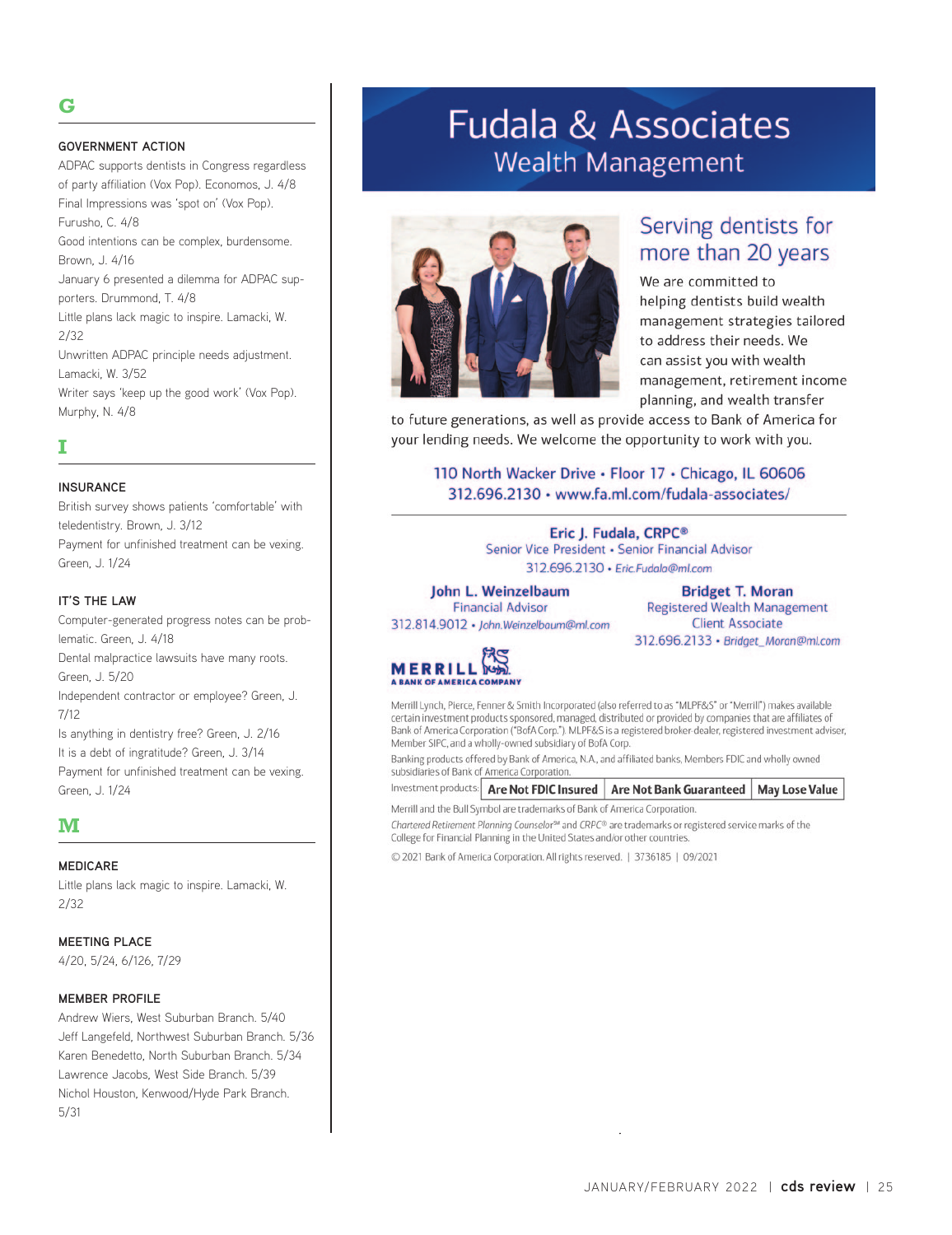## G

### GOVERNMENT ACTION

ADPAC supports dentists in Congress regardless of party affiliation (Vox Pop). Economos, J. 4/8

Final Impressions was 'spot on' (Vox Pop). Furusho, C. 4/8

Good intentions can be complex, burdensome. Brown, J. 4/16

January 6 presented a dilemma for ADPAC supporters. Drummond, T. 4/8

Little plans lack magic to inspire. Lamacki, W. 2/32

Unwritten ADPAC principle needs adjustment. Lamacki, W. 3/52

Writer says 'keep up the good work' (Vox Pop). Murphy, N. 4/8

## I

### INSURANCE

British survey shows patients 'comfortable' with teledentistry. Brown, J. 3/12

Payment for unfinished treatment can be vexing. Green, J. 1/24

### IT'S THE LAW

Computer-generated progress notes can be problematic. Green, J. 4/18

Dental malpractice lawsuits have many roots. Green, J. 5/20

Independent contractor or employee? Green, J. 7/12

Is anything in dentistry free? Green, J. 2/16

It is a debt of ingratitude? Green, J. 3/14

Payment for unfinished treatment can be vexing. Green, J. 1/24

## M

### MEDICARE

Little plans lack magic to inspire. Lamacki, W. 2/32

### MEETING PLACE

4/20, 5/24, 6/126, 7/29

### MEMBER PROFILE

Andrew Wiers, West Suburban Branch. 5/40

Jeff Langefeld, Northwest Suburban Branch. 5/36

Karen Benedetto, North Suburban Branch. 5/34

Lawrence Jacobs, West Side Branch. 5/39

Nichol Houston, Kenwood/Hyde Park Branch. 5/31

---

# Fudala & Associates
## Wealth Management

### Serving dentists for more than 20 years

We are committed to helping dentists build wealth management strategies tailored to address their needs. We can assist you with wealth management, retirement income planning, and wealth transfer to future generations, as well as provide access to Bank of America for your lending needs. We welcome the opportunity to work with you.

110 North Wacker Drive • Floor 17 • Chicago, IL 60606
312.696.2130 • www.fa.ml.com/fudala-associates/

**Eric J. Fudala, CRPC®**
Senior Vice President • Senior Financial Advisor
312.696.2130 • Eric.Fudala@ml.com

**John L. Weinzelbaum**
Financial Advisor
312.814.9012 • John.Weinzelbaum@ml.com

**Bridget T. Moran**
Registered Wealth Management
Client Associate
312.696.2133 • Bridget_Moran@ml.com

MERRILL
A BANK OF AMERICA COMPANY

Merrill Lynch, Pierce, Fenner & Smith Incorporated (also referred to as "MLPF&S" or "Merrill") makes available certain investment products sponsored, managed, distributed or provided by companies that are affiliates of Bank of America Corporation ("BofA Corp."). MLPF&S is a registered broker-dealer, registered investment adviser, Member SIPC, and a wholly-owned subsidiary of BofA Corp.

Banking products offered by Bank of America, N.A., and affiliated banks, Members FDIC and wholly owned subsidiaries of Bank of America Corporation.

| Investment products: | Are Not FDIC Insured | Are Not Bank Guaranteed | May Lose Value |
|---|---|---|---|

Merrill and the Bull Symbol are trademarks of Bank of America Corporation.

*Chartered Retirement Planning Counselor*℠ and *CRPC*® are trademarks or registered service marks of the College for Financial Planning in the United States and/or other countries.

© 2021 Bank of America Corporation. All rights reserved. | 3736185 | 09/2021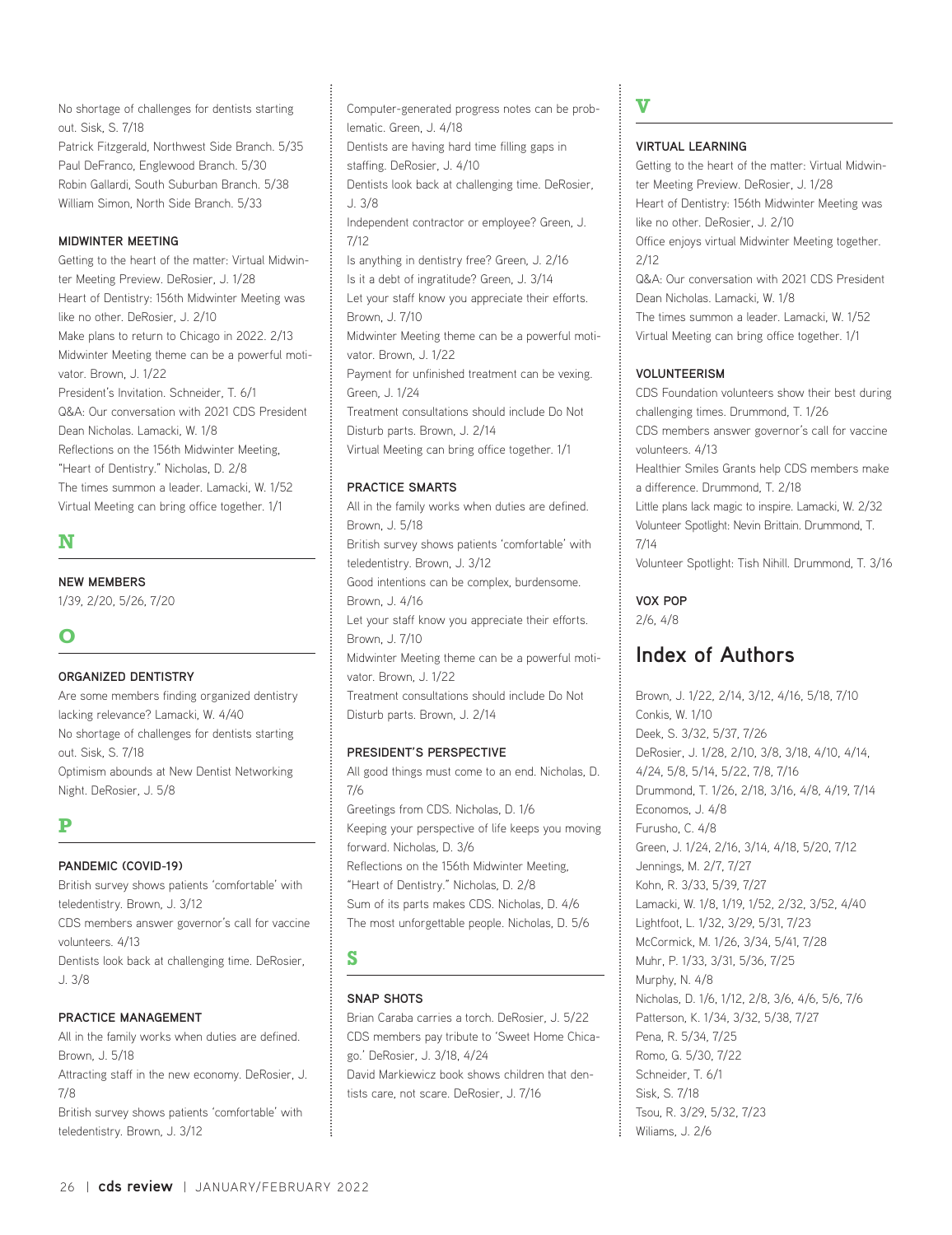No shortage of challenges for dentists starting out. Sisk, S. 7/18

Patrick Fitzgerald, Northwest Side Branch. 5/35

Paul DeFranco, Englewood Branch. 5/30

Robin Gallardi, South Suburban Branch. 5/38

William Simon, North Side Branch. 5/33

**MIDWINTER MEETING**

Getting to the heart of the matter: Virtual Midwinter Meeting Preview. DeRosier, J. 1/28

Heart of Dentistry: 156th Midwinter Meeting was like no other. DeRosier, J. 2/10

Make plans to return to Chicago in 2022. 2/13

Midwinter Meeting theme can be a powerful motivator. Brown, J. 1/22

President's Invitation. Schneider, T. 6/1

Q&A: Our conversation with 2021 CDS President Dean Nicholas. Lamacki, W. 1/8

Reflections on the 156th Midwinter Meeting, "Heart of Dentistry." Nicholas, D. 2/8

The times summon a leader. Lamacki, W. 1/52

Virtual Meeting can bring office together. 1/1

## N

**NEW MEMBERS**

1/39, 2/20, 5/26, 7/20

## O

**ORGANIZED DENTISTRY**

Are some members finding organized dentistry lacking relevance? Lamacki, W. 4/40

No shortage of challenges for dentists starting out. Sisk, S. 7/18

Optimism abounds at New Dentist Networking Night. DeRosier, J. 5/8

## P

**PANDEMIC (COVID-19)**

British survey shows patients 'comfortable' with teledentistry. Brown, J. 3/12

CDS members answer governor's call for vaccine volunteers. 4/13

Dentists look back at challenging time. DeRosier, J. 3/8

**PRACTICE MANAGEMENT**

All in the family works when duties are defined. Brown, J. 5/18

Attracting staff in the new economy. DeRosier, J. 7/8

British survey shows patients 'comfortable' with teledentistry. Brown, J. 3/12

Computer-generated progress notes can be problematic. Green, J. 4/18

Dentists are having hard time filling gaps in staffing. DeRosier, J. 4/10

Dentists look back at challenging time. DeRosier, J. 3/8

Independent contractor or employee? Green, J. 7/12

Is anything in dentistry free? Green, J. 2/16

Is it a debt of ingratitude? Green, J. 3/14

Let your staff know you appreciate their efforts. Brown, J. 7/10

Midwinter Meeting theme can be a powerful motivator. Brown, J. 1/22

Payment for unfinished treatment can be vexing. Green, J. 1/24

Treatment consultations should include Do Not Disturb parts. Brown, J. 2/14

Virtual Meeting can bring office together. 1/1

**PRACTICE SMARTS**

All in the family works when duties are defined. Brown, J. 5/18

British survey shows patients 'comfortable' with teledentistry. Brown, J. 3/12

Good intentions can be complex, burdensome. Brown, J. 4/16

Let your staff know you appreciate their efforts. Brown, J. 7/10

Midwinter Meeting theme can be a powerful motivator. Brown, J. 1/22

Treatment consultations should include Do Not Disturb parts. Brown, J. 2/14

**PRESIDENT'S PERSPECTIVE**

All good things must come to an end. Nicholas, D. 7/6

Greetings from CDS. Nicholas, D. 1/6

Keeping your perspective of life keeps you moving forward. Nicholas, D. 3/6

Reflections on the 156th Midwinter Meeting, "Heart of Dentistry." Nicholas, D. 2/8

Sum of its parts makes CDS. Nicholas, D. 4/6

The most unforgettable people. Nicholas, D. 5/6

## S

**SNAP SHOTS**

Brian Caraba carries a torch. DeRosier, J. 5/22

CDS members pay tribute to 'Sweet Home Chicago.' DeRosier, J. 3/18, 4/24

David Markiewicz book shows children that dentists care, not scare. DeRosier, J. 7/16

## V

**VIRTUAL LEARNING**

Getting to the heart of the matter: Virtual Midwinter Meeting Preview. DeRosier, J. 1/28

Heart of Dentistry: 156th Midwinter Meeting was like no other. DeRosier, J. 2/10

Office enjoys virtual Midwinter Meeting together. 2/12

Q&A: Our conversation with 2021 CDS President Dean Nicholas. Lamacki, W. 1/8

The times summon a leader. Lamacki, W. 1/52

Virtual Meeting can bring office together. 1/1

**VOLUNTEERISM**

CDS Foundation volunteers show their best during challenging times. Drummond, T. 1/26

CDS members answer governor's call for vaccine volunteers. 4/13

Healthier Smiles Grants help CDS members make a difference. Drummond, T. 2/18

Little plans lack magic to inspire. Lamacki, W. 2/32

Volunteer Spotlight: Nevin Brittain. Drummond, T. 7/14

Volunteer Spotlight: Tish Nihill. Drummond, T. 3/16

**VOX POP**

2/6, 4/8

## Index of Authors

Brown, J. 1/22, 2/14, 3/12, 4/16, 5/18, 7/10

Conkis, W. 1/10

Deek, S. 3/32, 5/37, 7/26

DeRosier, J. 1/28, 2/10, 3/8, 3/18, 4/10, 4/14, 4/24, 5/8, 5/14, 5/22, 7/8, 7/16

Drummond, T. 1/26, 2/18, 3/16, 4/8, 4/19, 7/14

Economos, J. 4/8

Furusho, C. 4/8

Green, J. 1/24, 2/16, 3/14, 4/18, 5/20, 7/12

Jennings, M. 2/7, 7/27

Kohn, R. 3/33, 5/39, 7/27

Lamacki, W. 1/8, 1/19, 1/52, 2/32, 3/52, 4/40

Lightfoot, L. 1/32, 3/29, 5/31, 7/23

McCormick, M. 1/26, 3/34, 5/41, 7/28

Muhr, P. 1/33, 3/31, 5/36, 7/25

Murphy, N. 4/8

Nicholas, D. 1/6, 1/12, 2/8, 3/6, 4/6, 5/6, 7/6

Patterson, K. 1/34, 3/32, 5/38, 7/27

Pena, R. 5/34, 7/25

Romo, G. 5/30, 7/22

Schneider, T. 6/1

Sisk, S. 7/18

Tsou, R. 3/29, 5/32, 7/23

Wiliams, J. 2/6